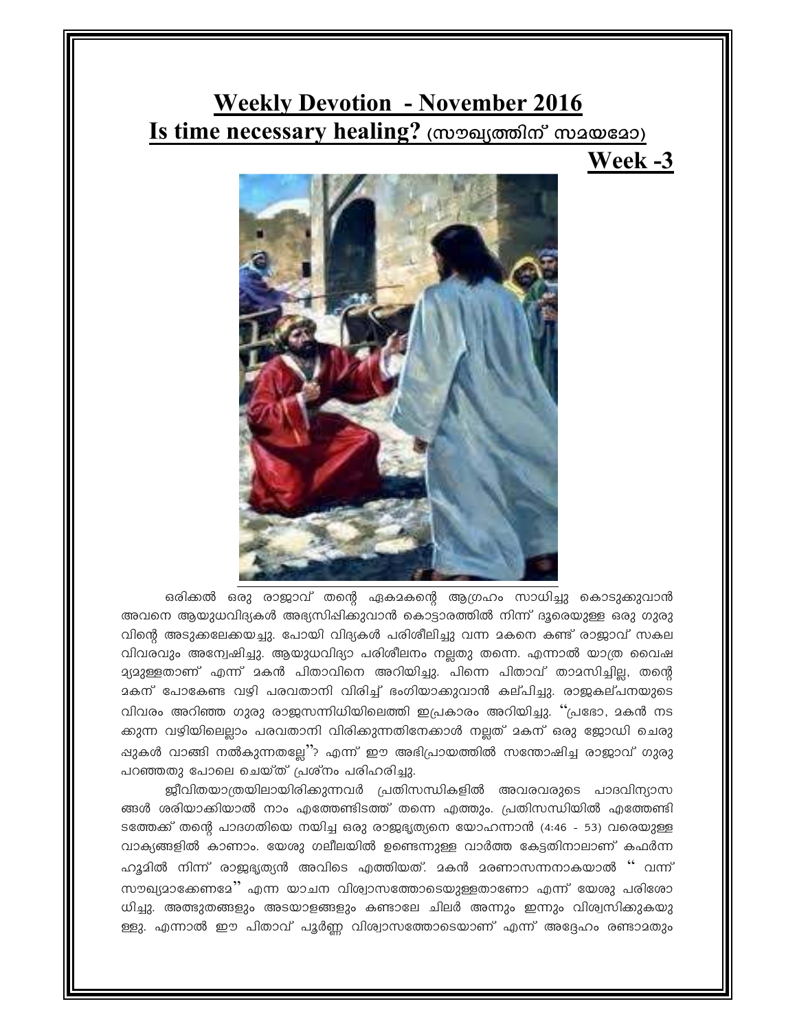# Weekly Devotion - November 2016

## Is time necessary healing? (സൗഖ്യത്തിന് സമയമോ)

## Week -3

ഒരിക്കൽ ഒരു രാജാവ് തന്റെ ഏകമകന്റെ ആഗ്രഹം സാധിച്ചു കൊടുക്കുവാൻ അവനെ ആയുധവിദ്യകൾ അഭ്യസിപ്പിക്കുവാൻ കൊട്ടാരത്തിൽ നിന്ന് ദൂരെയുള്ള ഒരു ഗുരുവിന്റെ അടുക്കലേക്കയച്ചു. പോയി വിദ്യകൾ പരിശീലിച്ചു വന്ന മകനെ കണ്ട് രാജാവ് സകല വിവരവും അന്വേഷിച്ചു. ആയുധവിദ്യാ പരിശീലനം നല്ലതു തന്നെ. എന്നാൽ യാത്ര വൈഷമ്യമുള്ളതാണ് എന്ന് മകൻ പിതാവിനെ അറിയിച്ചു. പിന്നെ പിതാവ് താമസിച്ചില്ല, തന്റെ മകന് പോകേണ്ട വഴി പരവതാനി വിരിച്ച് ഭംഗിയാക്കുവാൻ കല്പിച്ചു. രാജകല്പനയുടെ വിവരം അറിഞ്ഞ ഗുരു രാജസന്നിധിയിലെത്തി ഇപ്രകാരം അറിയിച്ചു. "പ്രഭോ, മകൻ നടക്കുന്ന വഴിയിലെല്ലാം പരവതാനി വിരിക്കുന്നതിനേക്കാൾ നല്ലത് മകന് ഒരു ജോഡി ചെരുപ്പുകൾ വാങ്ങി നൽകുന്നതല്ലേ"? എന്ന് ഈ അഭിപ്രായത്തിൽ സന്തോഷിച്ച രാജാവ് ഗുരു പറഞ്ഞതു പോലെ ചെയ്ത് പ്രശ്നം പരിഹരിച്ചു.

ജീവിതയാത്രയിലായിരിക്കുന്നവർ പ്രതിസന്ധികളിൽ അവരവരുടെ പാദവിന്യാസങ്ങൾ ശരിയാക്കിയാൽ നാം എത്തേണ്ടിടത്ത് തന്നെ എത്തും. പ്രതിസന്ധിയിൽ എത്തേണ്ടിടത്തേക്ക് തന്റെ പാദഗതിയെ നയിച്ച ഒരു രാജഭൃത്യനെ യോഹന്നാൻ (4:46 - 53) വരെയുള്ള വാക്യങ്ങളിൽ കാണാം. യേശു ഗലീലയിൽ ഉണ്ടെന്നുള്ള വാർത്ത കേട്ടതിനാലാണ് കഫർന്നഹൂമിൽ നിന്ന് രാജഭൃത്യൻ അവിടെ എത്തിയത്. മകൻ മരണാസന്നനാകയാൽ " വന്ന് സൗഖ്യമാക്കേണമേ" എന്ന യാചന വിശ്വാസത്തോടെയുള്ളതാണോ എന്ന് യേശു പരിശോധിച്ചു. അത്ഭുതങ്ങളും അടയാളങ്ങളും കണ്ടാലേ ചിലർ അന്നും ഇന്നും വിശ്വസിക്കുകയുള്ളു. എന്നാൽ ഈ പിതാവ് പൂർണ്ണ വിശ്വാസത്തോടെയാണ് എന്ന് അദ്ദേഹം രണ്ടാമതും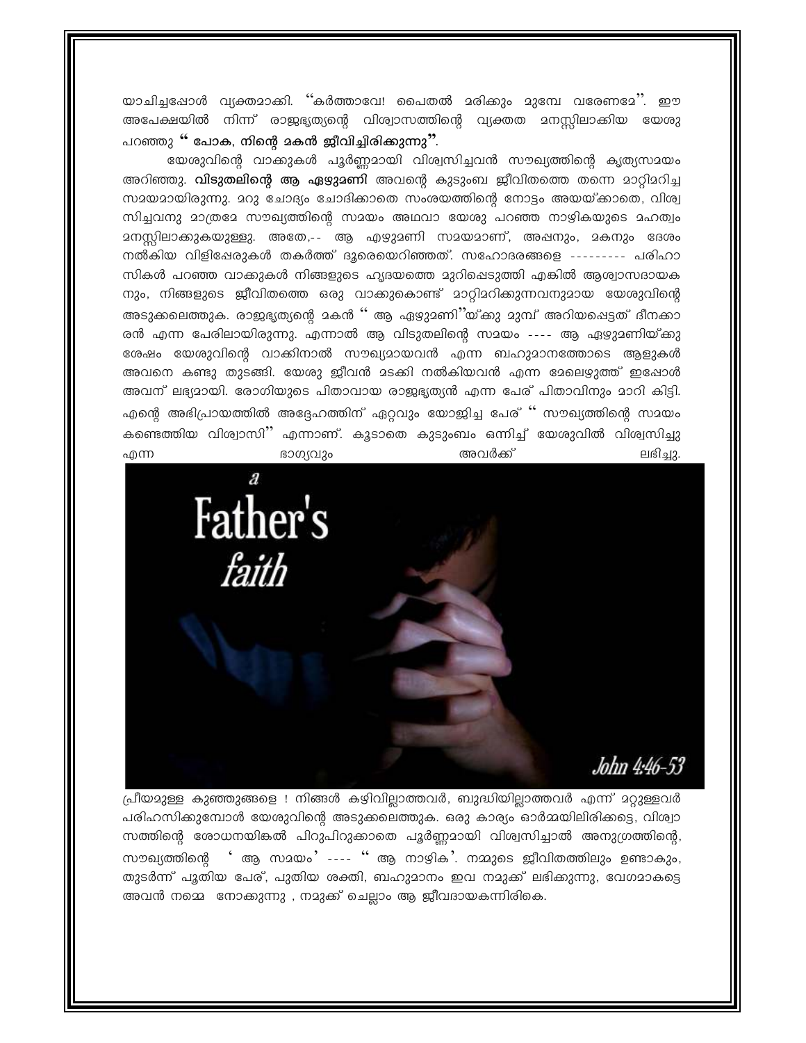യാചിച്ചപ്പോൾ വ്യക്തമാക്കി. "കർത്താവേ! പൈതൽ മരിക്കും മുമ്പേ വരേണമേ". ഈ അപേക്ഷയിൽ നിന്ന് രാജഭൃത്യന്റെ വിശ്വാസത്തിന്റെ വ്യക്തത മനസ്സിലാക്കിയ യേശു പറഞ്ഞു **" പോക, നിന്റെ മകൻ ജീവിച്ചിരിക്കുന്നു"**.

യേശുവിന്റെ വാക്കുകൾ പൂർണ്ണമായി വിശ്വസിച്ചവൻ സൗഖ്യത്തിന്റെ കൃത്യസമയം അറിഞ്ഞു. **വിടുതലിന്റെ ആ ഏഴുമണി** അവന്റെ കുടുംബ ജീവിതത്തെ തന്നെ മാറ്റിമറിച്ച സമയമായിരുന്നു. മറു ചോദ്യം ചോദിക്കാതെ സംശയത്തിന്റെ നോട്ടം അയയ്ക്കാതെ, വിശ്വസിച്ചവനു മാത്രമേ സൗഖ്യത്തിന്റെ സമയം അഥവാ യേശു പറഞ്ഞ നാഴികയുടെ മഹത്വം മനസ്സിലാക്കുകയുള്ളു. അതേ,-- ആ ഏഴുമണി സമയമാണ്, അപ്പനും, മകനും ദേശം നൽകിയ വിളിപ്പേരുകൾ തകർത്ത് ദൂരെയെറിഞ്ഞത്. സഹോദരങ്ങളെ --------- പരിഹാസികൾ പറഞ്ഞ വാക്കുകൾ നിങ്ങളുടെ ഹൃദയത്തെ മുറിപ്പെടുത്തി എങ്കിൽ ആശ്വാസദായകനും, നിങ്ങളുടെ ജീവിതത്തെ ഒരു വാക്കുകൊണ്ട് മാറ്റിമറിക്കുന്നവനുമായ യേശുവിന്റെ അടുക്കലെത്തുക. രാജഭൃത്യന്റെ മകൻ " ആ ഏഴുമണി"യ്ക്കു മുമ്പ് അറിയപ്പെട്ടത് ദീനക്കാരൻ എന്ന പേരിലായിരുന്നു. എന്നാൽ ആ വിടുതലിന്റെ സമയം ---- ആ ഏഴുമണിയ്ക്കു ശേഷം യേശുവിന്റെ വാക്കിനാൽ സൗഖ്യമായവൻ എന്ന ബഹുമാനത്തോടെ ആളുകൾ അവനെ കണ്ടു തുടങ്ങി. യേശു ജീവൻ മടക്കി നൽകിയവൻ എന്ന മേലെഴുത്ത് ഇപ്പോൾ അവന് ലഭ്യമായി. രോഗിയുടെ പിതാവായ രാജഭൃത്യൻ എന്ന പേര് പിതാവിനും മാറി കിട്ടി. എന്റെ അഭിപ്രായത്തിൽ അദ്ദേഹത്തിന് ഏറ്റവും യോജിച്ച പേര് " സൗഖ്യത്തിന്റെ സമയം കണ്ടെത്തിയ വിശ്വാസി" എന്നാണ്. കൂടാതെ കുടുംബം ഒന്നിച്ച് യേശുവിൽ വിശ്വസിച്ചു എന്ന ഭാഗ്യവും അവർക്ക് ലഭിച്ചു.

a Father's faith

John 4:46-53

പ്രീയമുള്ള കുഞ്ഞുങ്ങളെ ! നിങ്ങൾ കഴിവില്ലാത്തവർ, ബുദ്ധിയില്ലാത്തവർ എന്ന് മറ്റുള്ളവർ പരിഹസിക്കുമ്പോൾ യേശുവിന്റെ അടുക്കലെത്തുക. ഒരു കാര്യം ഓർമ്മയിലിരിക്കട്ടെ, വിശ്വാസത്തിന്റെ ശോധനയികൽ പിറുപിറുക്കാതെ പൂർണ്ണമായി വിശ്വസിച്ചാൽ അനുഗ്രത്തിന്റെ, സൗഖ്യത്തിന്റെ ' ആ സമയം' ---- " ആ നാഴിക'. നമ്മുടെ ജീവിതത്തിലും ഉണ്ടാകും, തുടർന്ന് പുതിയ പേര്, പുതിയ ശക്തി, ബഹുമാനം ഇവ നമുക്ക് ലഭിക്കുന്നു, വേഗമാകട്ടെ അവൻ നമ്മെ നോക്കുന്നു , നമുക്ക് ചെല്ലാം ആ ജീവദായകന്നിരികെ.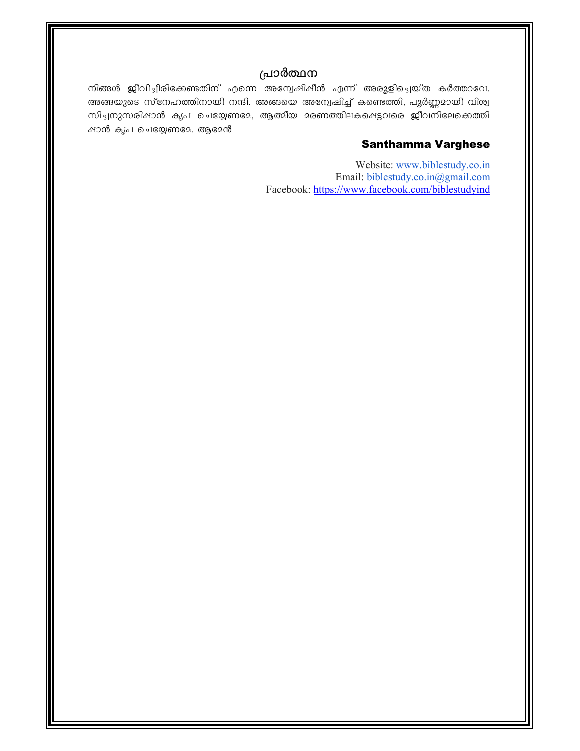## പ്രാർത്ഥന

നിങ്ങൾ ജീവിച്ചിരിക്കേണ്ടതിന് എന്നെ അന്വേഷിപ്പീൻ എന്ന് അരുളിച്ചെയ്ത കർത്താവേ. അങ്ങയുടെ സ്നേഹത്തിനായി നന്ദി. അങ്ങയെ അന്വേഷിച്ച് കണ്ടെത്തി, പൂർണ്ണമായി വിശ്വസിച്ചനുസരിപ്പാൻ കൃപ ചെയ്യേണമേ, ആത്മീയ മരണത്തിലകപ്പെട്ടവരെ ജീവനിലേക്കെത്തിപ്പാൻ കൃപ ചെയ്യേണമേ. ആമേൻ

**Santhamma Varghese**

Website: www.biblestudy.co.in
Email: biblestudy.co.in@gmail.com
Facebook: https://www.facebook.com/biblestudyind